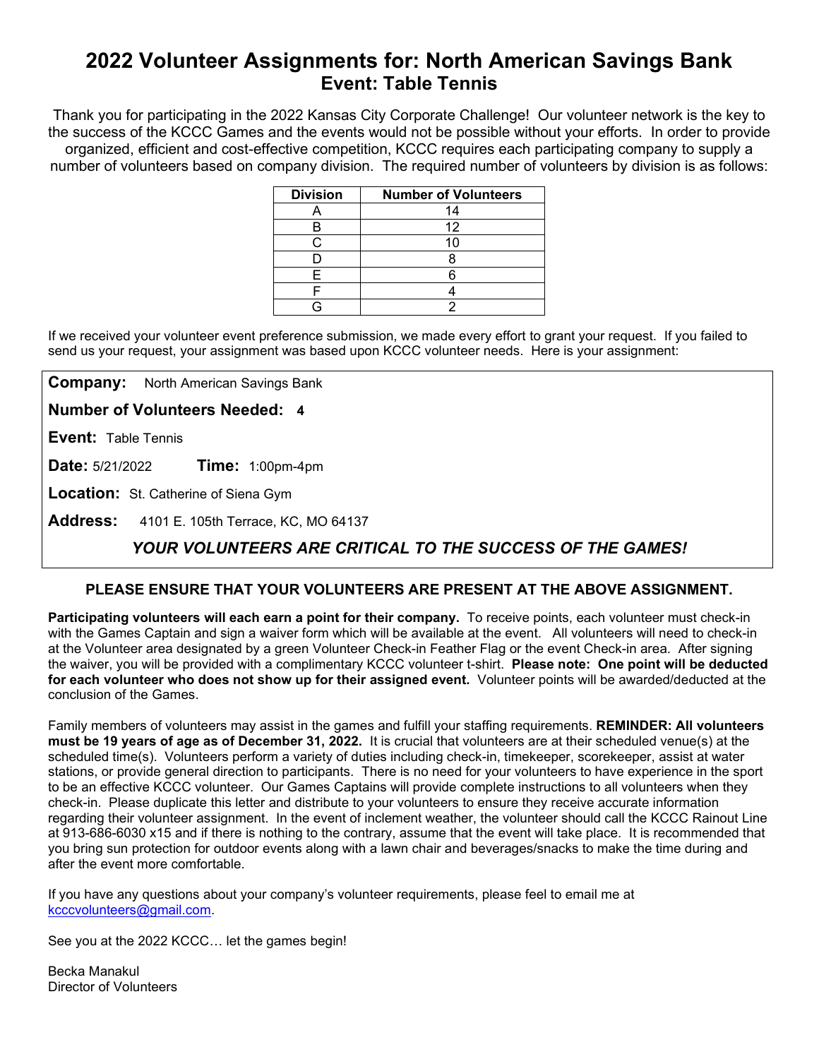# 2022 Volunteer Assignments for: North American Savings Bank
## Event: Table Tennis

Thank you for participating in the 2022 Kansas City Corporate Challenge! Our volunteer network is the key to the success of the KCCC Games and the events would not be possible without your efforts. In order to provide organized, efficient and cost-effective competition, KCCC requires each participating company to supply a number of volunteers based on company division. The required number of volunteers by division is as follows:

| Division | Number of Volunteers |
|---|---|
| A | 14 |
| B | 12 |
| C | 10 |
| D | 8 |
| E | 6 |
| F | 4 |
| G | 2 |

If we received your volunteer event preference submission, we made every effort to grant your request. If you failed to send us your request, your assignment was based upon KCCC volunteer needs. Here is your assignment:

**Company:** North American Savings Bank

**Number of Volunteers Needed:** **4**

**Event:** Table Tennis

**Date:** 5/21/2022 **Time:** 1:00pm-4pm

**Location:** St. Catherine of Siena Gym

**Address:** 4101 E. 105th Terrace, KC, MO 64137

***YOUR VOLUNTEERS ARE CRITICAL TO THE SUCCESS OF THE GAMES!***

**PLEASE ENSURE THAT YOUR VOLUNTEERS ARE PRESENT AT THE ABOVE ASSIGNMENT.**

**Participating volunteers will each earn a point for their company.** To receive points, each volunteer must check-in with the Games Captain and sign a waiver form which will be available at the event. All volunteers will need to check-in at the Volunteer area designated by a green Volunteer Check-in Feather Flag or the event Check-in area. After signing the waiver, you will be provided with a complimentary KCCC volunteer t-shirt. **Please note: One point will be deducted for each volunteer who does not show up for their assigned event.** Volunteer points will be awarded/deducted at the conclusion of the Games.

Family members of volunteers may assist in the games and fulfill your staffing requirements. **REMINDER: All volunteers must be 19 years of age as of December 31, 2022.** It is crucial that volunteers are at their scheduled venue(s) at the scheduled time(s). Volunteers perform a variety of duties including check-in, timekeeper, scorekeeper, assist at water stations, or provide general direction to participants. There is no need for your volunteers to have experience in the sport to be an effective KCCC volunteer. Our Games Captains will provide complete instructions to all volunteers when they check-in. Please duplicate this letter and distribute to your volunteers to ensure they receive accurate information regarding their volunteer assignment. In the event of inclement weather, the volunteer should call the KCCC Rainout Line at 913-686-6030 x15 and if there is nothing to the contrary, assume that the event will take place. It is recommended that you bring sun protection for outdoor events along with a lawn chair and beverages/snacks to make the time during and after the event more comfortable.

If you have any questions about your company's volunteer requirements, please feel to email me at kcccvolunteers@gmail.com.

See you at the 2022 KCCC… let the games begin!

Becka Manakul
Director of Volunteers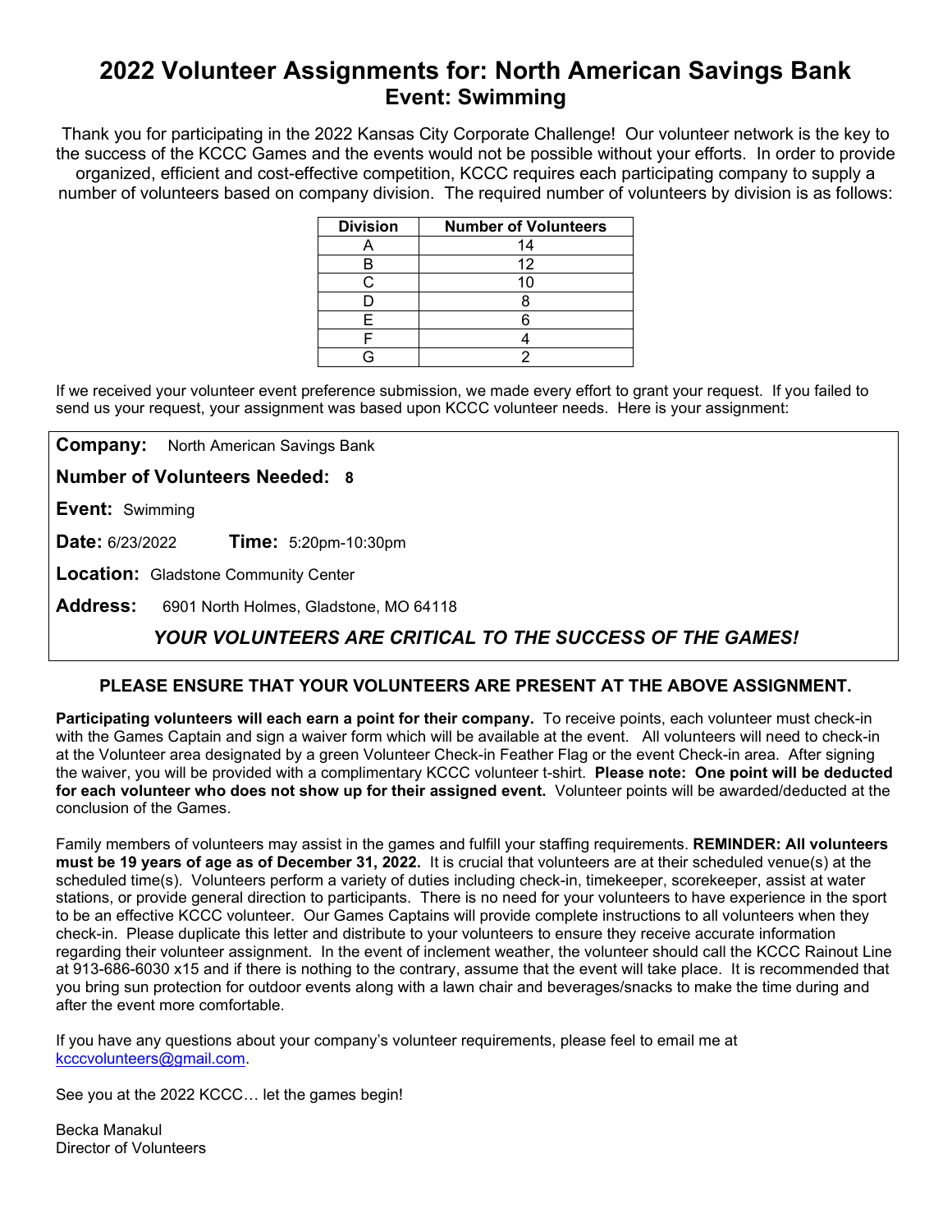# 2022 Volunteer Assignments for: North American Savings Bank

## Event: Swimming

Thank you for participating in the 2022 Kansas City Corporate Challenge! Our volunteer network is the key to the success of the KCCC Games and the events would not be possible without your efforts. In order to provide organized, efficient and cost-effective competition, KCCC requires each participating company to supply a number of volunteers based on company division. The required number of volunteers by division is as follows:

| Division | Number of Volunteers |
|---|---|
| A | 14 |
| B | 12 |
| C | 10 |
| D | 8 |
| E | 6 |
| F | 4 |
| G | 2 |

If we received your volunteer event preference submission, we made every effort to grant your request. If you failed to send us your request, your assignment was based upon KCCC volunteer needs. Here is your assignment:

**Company:** North American Savings Bank

**Number of Volunteers Needed:** **8**

**Event:** Swimming

**Date:** 6/23/2022 **Time:** 5:20pm-10:30pm

**Location:** Gladstone Community Center

**Address:** 6901 North Holmes, Gladstone, MO 64118

***YOUR VOLUNTEERS ARE CRITICAL TO THE SUCCESS OF THE GAMES!***

**PLEASE ENSURE THAT YOUR VOLUNTEERS ARE PRESENT AT THE ABOVE ASSIGNMENT.**

**Participating volunteers will each earn a point for their company.** To receive points, each volunteer must check-in with the Games Captain and sign a waiver form which will be available at the event. All volunteers will need to check-in at the Volunteer area designated by a green Volunteer Check-in Feather Flag or the event Check-in area. After signing the waiver, you will be provided with a complimentary KCCC volunteer t-shirt. **Please note: One point will be deducted for each volunteer who does not show up for their assigned event.** Volunteer points will be awarded/deducted at the conclusion of the Games.

Family members of volunteers may assist in the games and fulfill your staffing requirements. **REMINDER: All volunteers must be 19 years of age as of December 31, 2022.** It is crucial that volunteers are at their scheduled venue(s) at the scheduled time(s). Volunteers perform a variety of duties including check-in, timekeeper, scorekeeper, assist at water stations, or provide general direction to participants. There is no need for your volunteers to have experience in the sport to be an effective KCCC volunteer. Our Games Captains will provide complete instructions to all volunteers when they check-in. Please duplicate this letter and distribute to your volunteers to ensure they receive accurate information regarding their volunteer assignment. In the event of inclement weather, the volunteer should call the KCCC Rainout Line at 913-686-6030 x15 and if there is nothing to the contrary, assume that the event will take place. It is recommended that you bring sun protection for outdoor events along with a lawn chair and beverages/snacks to make the time during and after the event more comfortable.

If you have any questions about your company's volunteer requirements, please feel to email me at kcccvolunteers@gmail.com.

See you at the 2022 KCCC… let the games begin!

Becka Manakul
Director of Volunteers